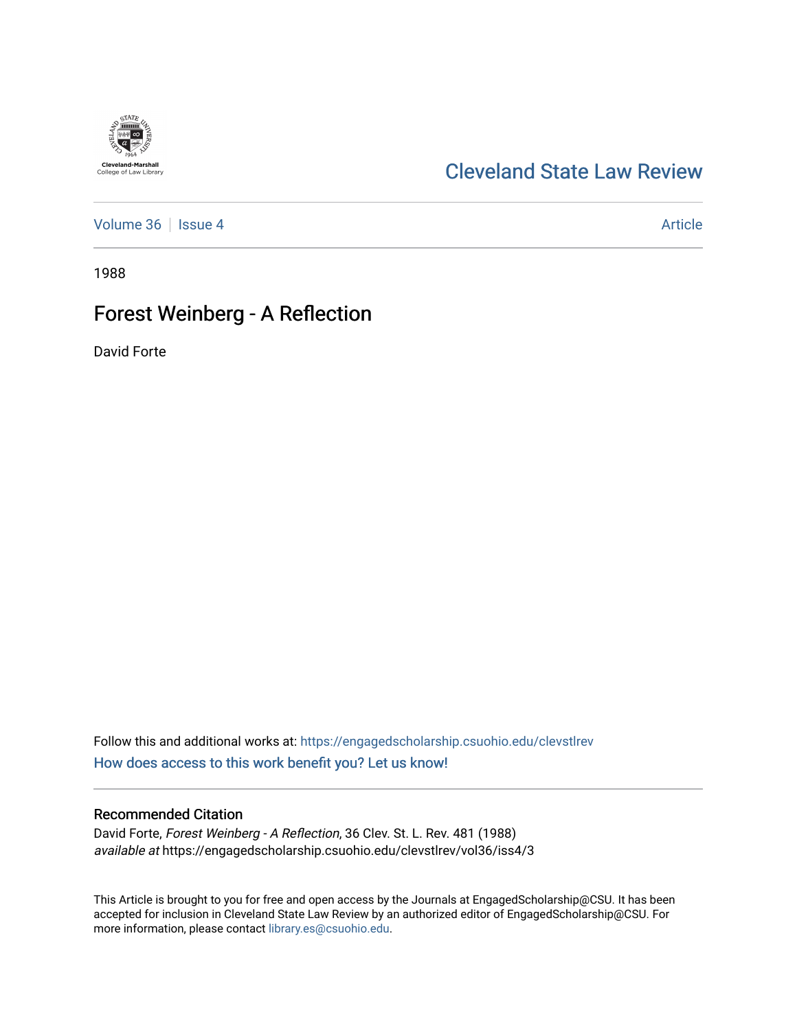Cleveland State Law Review

Volume 36 | Issue 4 | Article

1988

# Forest Weinberg - A Reflection

David Forte

Follow this and additional works at: https://engagedscholarship.csuohio.edu/clevstlrev

How does access to this work benefit you? Let us know!

## Recommended Citation

David Forte, *Forest Weinberg - A Reflection*, 36 Clev. St. L. Rev. 481 (1988)
*available at* https://engagedscholarship.csuohio.edu/clevstlrev/vol36/iss4/3

This Article is brought to you for free and open access by the Journals at EngagedScholarship@CSU. It has been accepted for inclusion in Cleveland State Law Review by an authorized editor of EngagedScholarship@CSU. For more information, please contact library.es@csuohio.edu.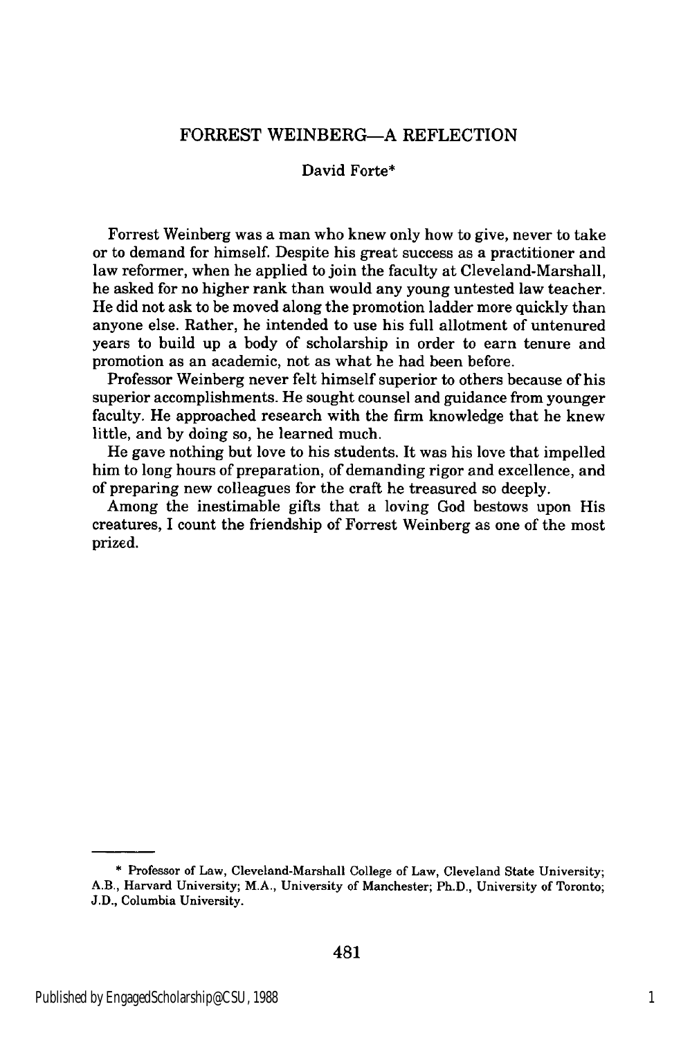# FORREST WEINBERG—A REFLECTION

David Forte*

Forrest Weinberg was a man who knew only how to give, never to take or to demand for himself. Despite his great success as a practitioner and law reformer, when he applied to join the faculty at Cleveland-Marshall, he asked for no higher rank than would any young untested law teacher. He did not ask to be moved along the promotion ladder more quickly than anyone else. Rather, he intended to use his full allotment of untenured years to build up a body of scholarship in order to earn tenure and promotion as an academic, not as what he had been before.

Professor Weinberg never felt himself superior to others because of his superior accomplishments. He sought counsel and guidance from younger faculty. He approached research with the firm knowledge that he knew little, and by doing so, he learned much.

He gave nothing but love to his students. It was his love that impelled him to long hours of preparation, of demanding rigor and excellence, and of preparing new colleagues for the craft he treasured so deeply.

Among the inestimable gifts that a loving God bestows upon His creatures, I count the friendship of Forrest Weinberg as one of the most prized.

---

\* Professor of Law, Cleveland-Marshall College of Law, Cleveland State University; A.B., Harvard University; M.A., University of Manchester; Ph.D., University of Toronto; J.D., Columbia University.